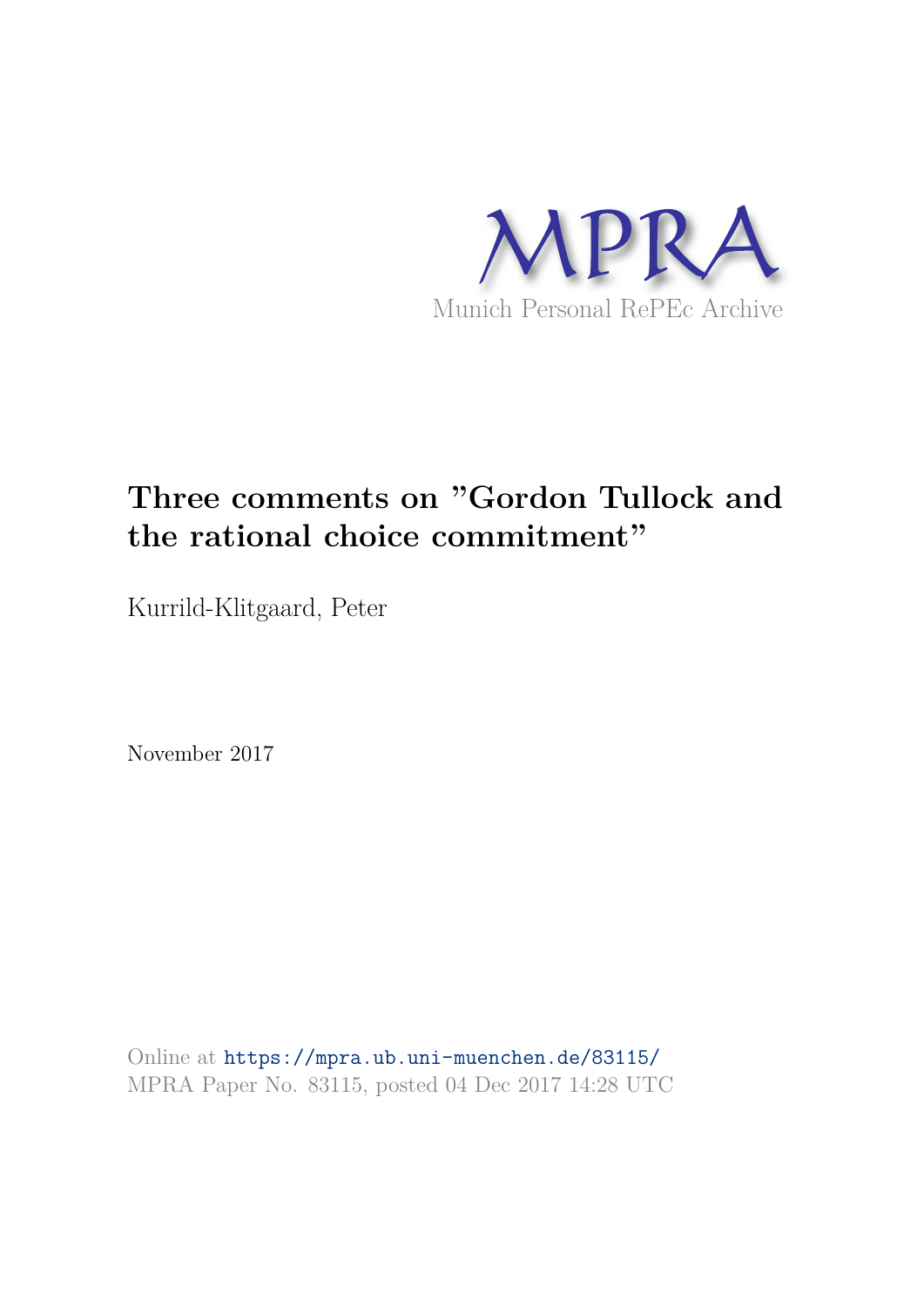MPRA

Munich Personal RePEc Archive

# Three comments on "Gordon Tullock and the rational choice commitment"

Kurrild-Klitgaard, Peter

November 2017

Online at https://mpra.ub.uni-muenchen.de/83115/
MPRA Paper No. 83115, posted 04 Dec 2017 14:28 UTC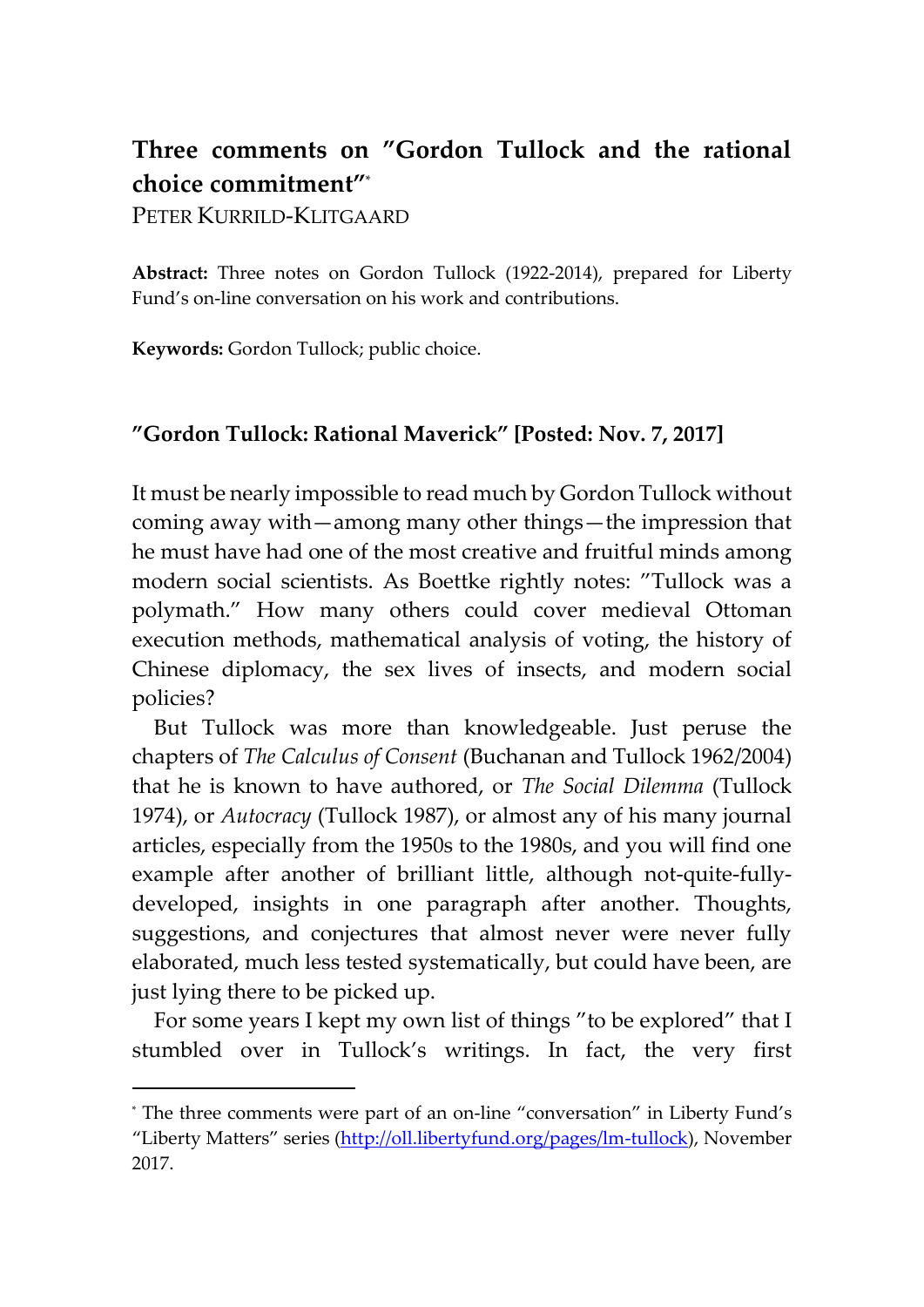**Three comments on ”Gordon Tullock and the rational choice commitment”***

PETER KURRILD-KLITGAARD

**Abstract:** Three notes on Gordon Tullock (1922-2014), prepared for Liberty Fund's on-line conversation on his work and contributions.

**Keywords:** Gordon Tullock; public choice.

## ”Gordon Tullock: Rational Maverick” [Posted: Nov. 7, 2017]

It must be nearly impossible to read much by Gordon Tullock without coming away with—among many other things—the impression that he must have had one of the most creative and fruitful minds among modern social scientists. As Boettke rightly notes: ”Tullock was a polymath.” How many others could cover medieval Ottoman execution methods, mathematical analysis of voting, the history of Chinese diplomacy, the sex lives of insects, and modern social policies?

But Tullock was more than knowledgeable. Just peruse the chapters of *The Calculus of Consent* (Buchanan and Tullock 1962/2004) that he is known to have authored, or *The Social Dilemma* (Tullock 1974), or *Autocracy* (Tullock 1987), or almost any of his many journal articles, especially from the 1950s to the 1980s, and you will find one example after another of brilliant little, although not-quite-fully-developed, insights in one paragraph after another. Thoughts, suggestions, and conjectures that almost never were never fully elaborated, much less tested systematically, but could have been, are just lying there to be picked up.

For some years I kept my own list of things ”to be explored” that I stumbled over in Tullock's writings. In fact, the very first

---

* The three comments were part of an on-line “conversation” in Liberty Fund's “Liberty Matters” series (http://oll.libertyfund.org/pages/lm-tullock), November 2017.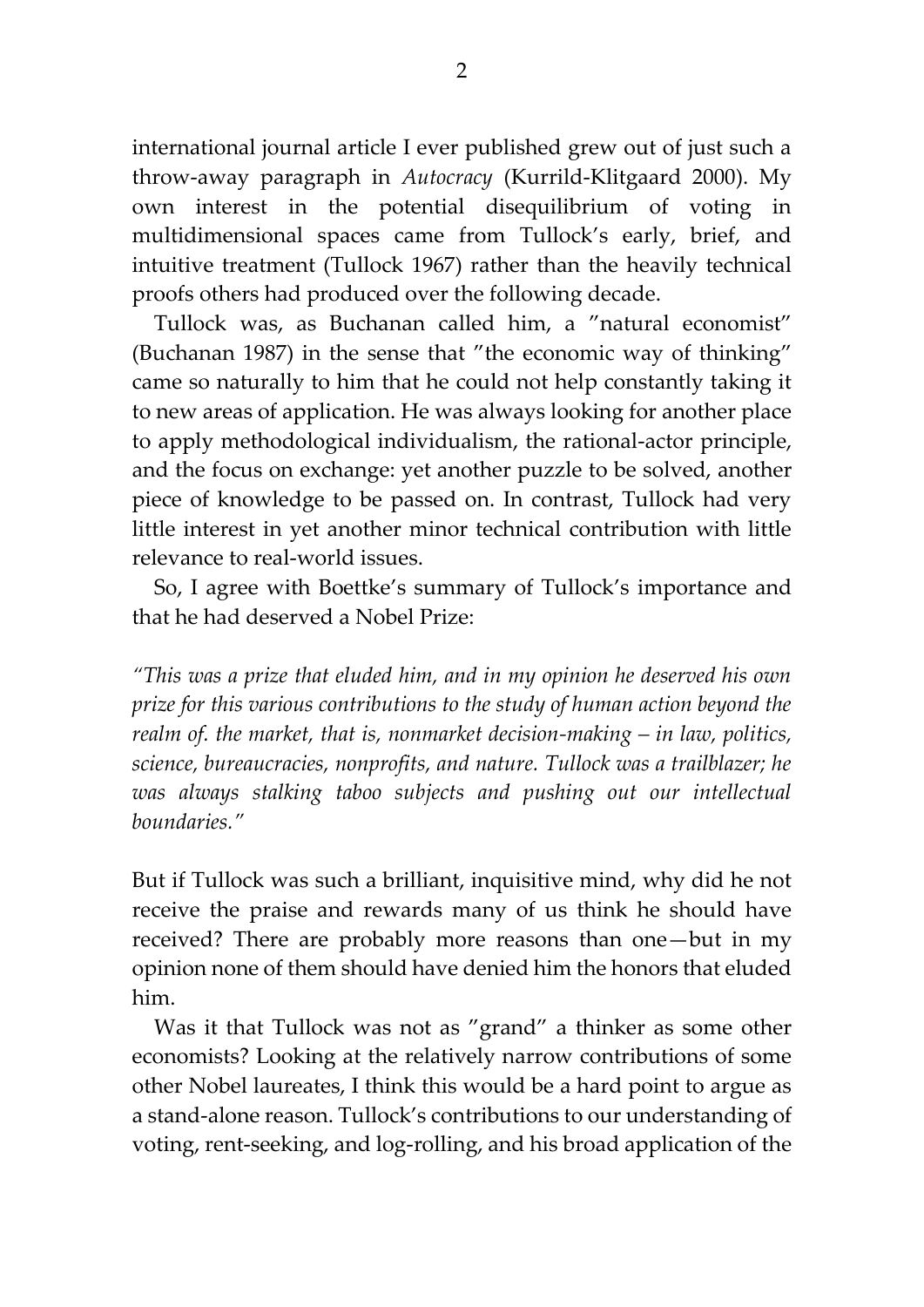international journal article I ever published grew out of just such a throw-away paragraph in *Autocracy* (Kurrild-Klitgaard 2000). My own interest in the potential disequilibrium of voting in multidimensional spaces came from Tullock's early, brief, and intuitive treatment (Tullock 1967) rather than the heavily technical proofs others had produced over the following decade.

Tullock was, as Buchanan called him, a "natural economist" (Buchanan 1987) in the sense that "the economic way of thinking" came so naturally to him that he could not help constantly taking it to new areas of application. He was always looking for another place to apply methodological individualism, the rational-actor principle, and the focus on exchange: yet another puzzle to be solved, another piece of knowledge to be passed on. In contrast, Tullock had very little interest in yet another minor technical contribution with little relevance to real-world issues.

So, I agree with Boettke's summary of Tullock's importance and that he had deserved a Nobel Prize:

*"This was a prize that eluded him, and in my opinion he deserved his own prize for this various contributions to the study of human action beyond the realm of. the market, that is, nonmarket decision-making – in law, politics, science, bureaucracies, nonprofits, and nature. Tullock was a trailblazer; he was always stalking taboo subjects and pushing out our intellectual boundaries."*

But if Tullock was such a brilliant, inquisitive mind, why did he not receive the praise and rewards many of us think he should have received? There are probably more reasons than one—but in my opinion none of them should have denied him the honors that eluded him.

Was it that Tullock was not as "grand" a thinker as some other economists? Looking at the relatively narrow contributions of some other Nobel laureates, I think this would be a hard point to argue as a stand-alone reason. Tullock's contributions to our understanding of voting, rent-seeking, and log-rolling, and his broad application of the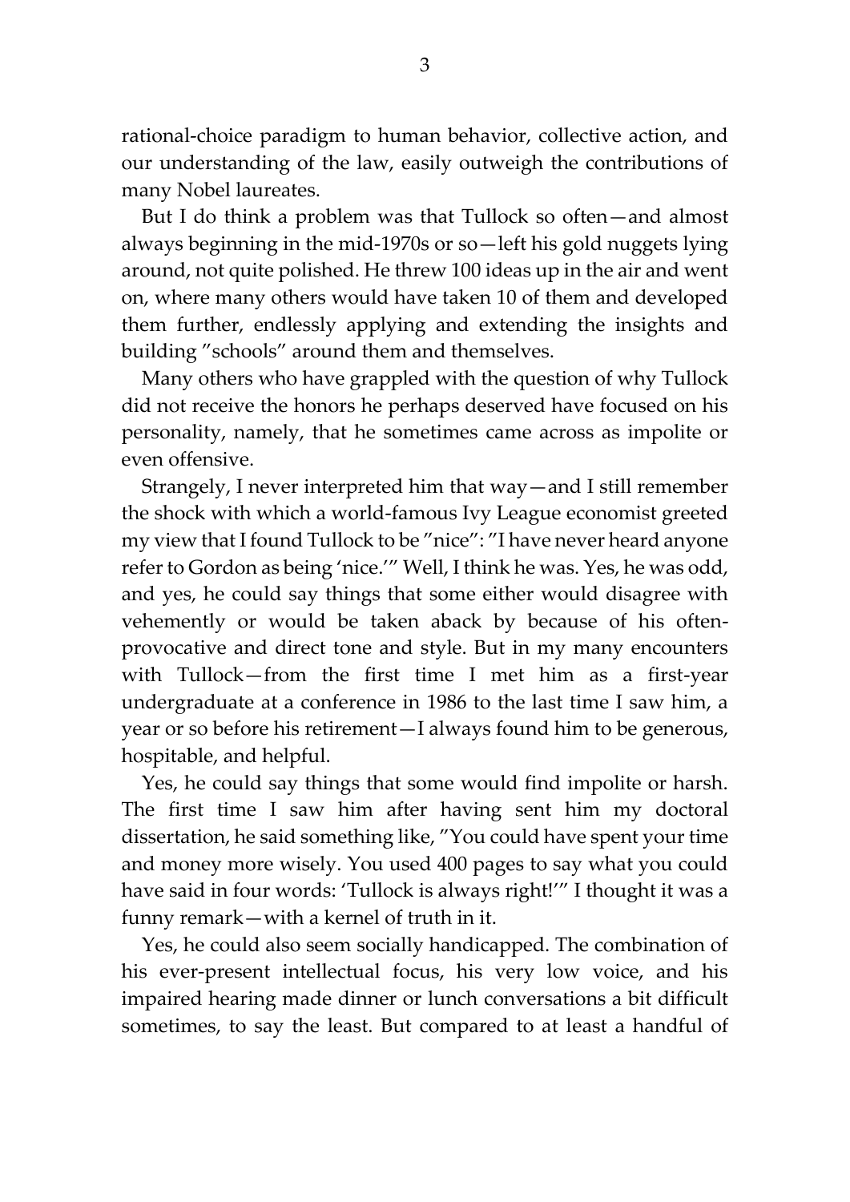rational-choice paradigm to human behavior, collective action, and our understanding of the law, easily outweigh the contributions of many Nobel laureates.

But I do think a problem was that Tullock so often—and almost always beginning in the mid-1970s or so—left his gold nuggets lying around, not quite polished. He threw 100 ideas up in the air and went on, where many others would have taken 10 of them and developed them further, endlessly applying and extending the insights and building "schools" around them and themselves.

Many others who have grappled with the question of why Tullock did not receive the honors he perhaps deserved have focused on his personality, namely, that he sometimes came across as impolite or even offensive.

Strangely, I never interpreted him that way—and I still remember the shock with which a world-famous Ivy League economist greeted my view that I found Tullock to be "nice": "I have never heard anyone refer to Gordon as being 'nice.'" Well, I think he was. Yes, he was odd, and yes, he could say things that some either would disagree with vehemently or would be taken aback by because of his often-provocative and direct tone and style. But in my many encounters with Tullock—from the first time I met him as a first-year undergraduate at a conference in 1986 to the last time I saw him, a year or so before his retirement—I always found him to be generous, hospitable, and helpful.

Yes, he could say things that some would find impolite or harsh. The first time I saw him after having sent him my doctoral dissertation, he said something like, "You could have spent your time and money more wisely. You used 400 pages to say what you could have said in four words: 'Tullock is always right!'" I thought it was a funny remark—with a kernel of truth in it.

Yes, he could also seem socially handicapped. The combination of his ever-present intellectual focus, his very low voice, and his impaired hearing made dinner or lunch conversations a bit difficult sometimes, to say the least. But compared to at least a handful of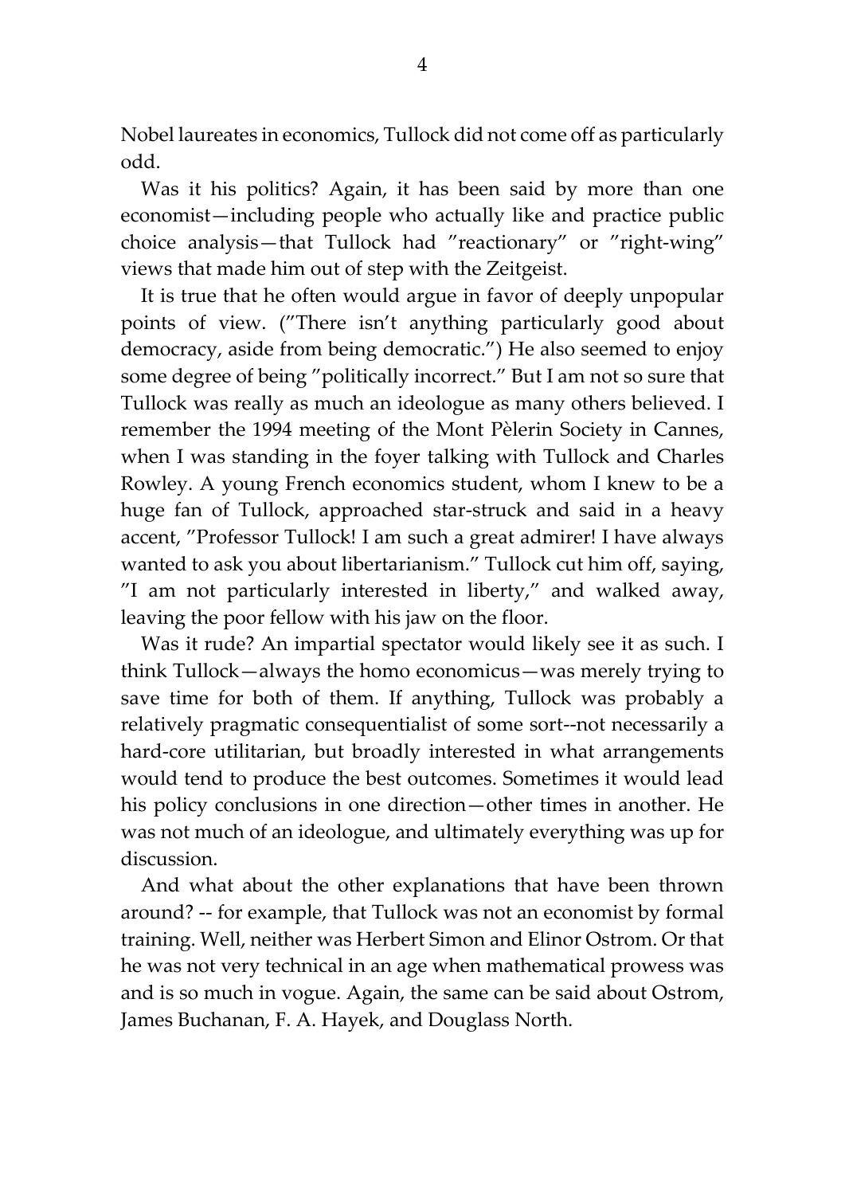Nobel laureates in economics, Tullock did not come off as particularly odd.

Was it his politics? Again, it has been said by more than one economist—including people who actually like and practice public choice analysis—that Tullock had "reactionary" or "right-wing" views that made him out of step with the Zeitgeist.

It is true that he often would argue in favor of deeply unpopular points of view. ("There isn't anything particularly good about democracy, aside from being democratic.") He also seemed to enjoy some degree of being "politically incorrect." But I am not so sure that Tullock was really as much an ideologue as many others believed. I remember the 1994 meeting of the Mont Pèlerin Society in Cannes, when I was standing in the foyer talking with Tullock and Charles Rowley. A young French economics student, whom I knew to be a huge fan of Tullock, approached star-struck and said in a heavy accent, "Professor Tullock! I am such a great admirer! I have always wanted to ask you about libertarianism." Tullock cut him off, saying, "I am not particularly interested in liberty," and walked away, leaving the poor fellow with his jaw on the floor.

Was it rude? An impartial spectator would likely see it as such. I think Tullock—always the homo economicus—was merely trying to save time for both of them. If anything, Tullock was probably a relatively pragmatic consequentialist of some sort--not necessarily a hard-core utilitarian, but broadly interested in what arrangements would tend to produce the best outcomes. Sometimes it would lead his policy conclusions in one direction—other times in another. He was not much of an ideologue, and ultimately everything was up for discussion.

And what about the other explanations that have been thrown around? -- for example, that Tullock was not an economist by formal training. Well, neither was Herbert Simon and Elinor Ostrom. Or that he was not very technical in an age when mathematical prowess was and is so much in vogue. Again, the same can be said about Ostrom, James Buchanan, F. A. Hayek, and Douglass North.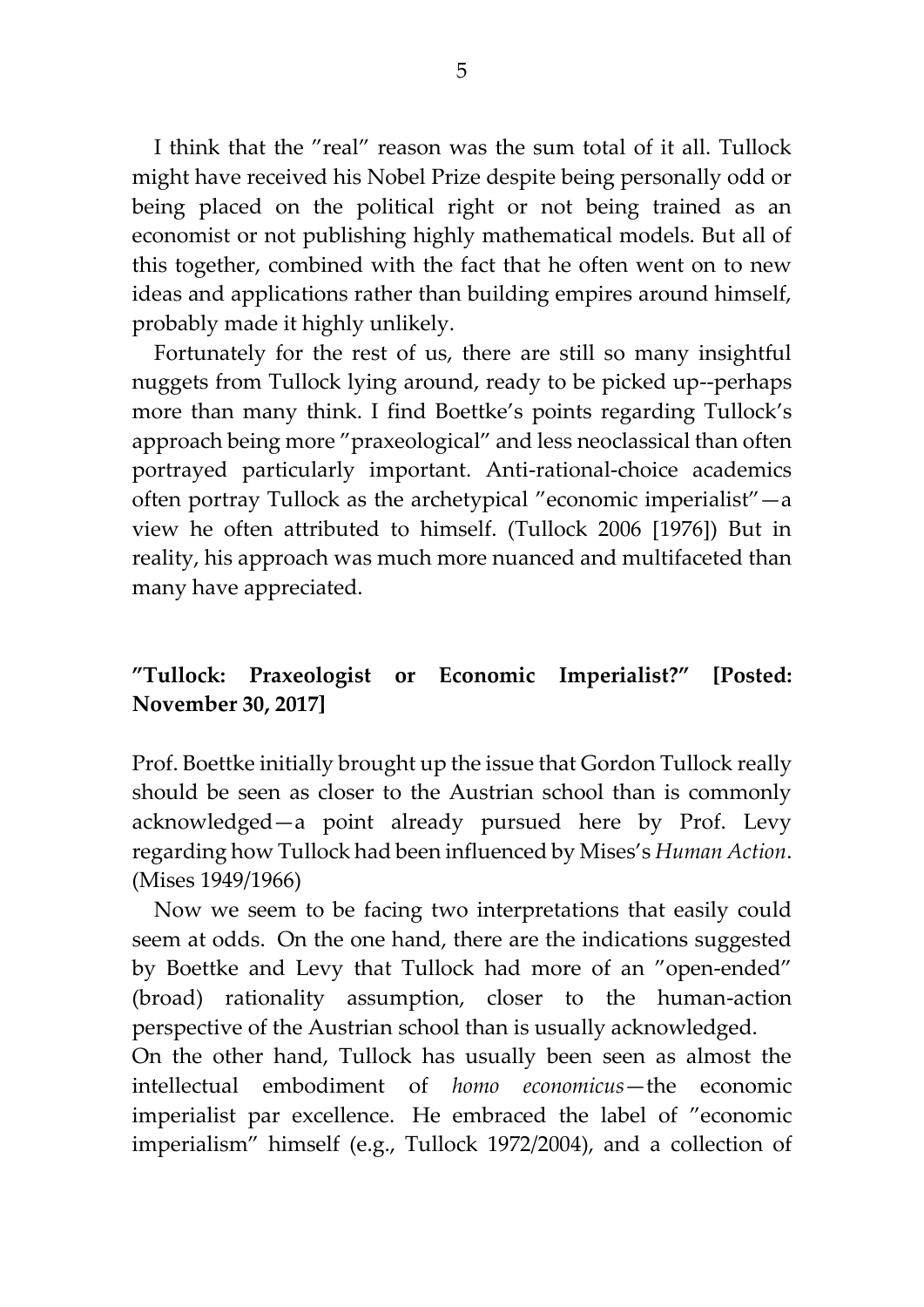I think that the ”real” reason was the sum total of it all. Tullock might have received his Nobel Prize despite being personally odd or being placed on the political right or not being trained as an economist or not publishing highly mathematical models. But all of this together, combined with the fact that he often went on to new ideas and applications rather than building empires around himself, probably made it highly unlikely.

Fortunately for the rest of us, there are still so many insightful nuggets from Tullock lying around, ready to be picked up--perhaps more than many think. I find Boettke's points regarding Tullock's approach being more ”praxeological” and less neoclassical than often portrayed particularly important. Anti-rational-choice academics often portray Tullock as the archetypical ”economic imperialist”—a view he often attributed to himself. (Tullock 2006 [1976]) But in reality, his approach was much more nuanced and multifaceted than many have appreciated.

**”Tullock: Praxeologist or Economic Imperialist?” [Posted: November 30, 2017]**

Prof. Boettke initially brought up the issue that Gordon Tullock really should be seen as closer to the Austrian school than is commonly acknowledged—a point already pursued here by Prof. Levy regarding how Tullock had been influenced by Mises's *Human Action*. (Mises 1949/1966)

Now we seem to be facing two interpretations that easily could seem at odds. On the one hand, there are the indications suggested by Boettke and Levy that Tullock had more of an ”open-ended” (broad) rationality assumption, closer to the human-action perspective of the Austrian school than is usually acknowledged.

On the other hand, Tullock has usually been seen as almost the intellectual embodiment of *homo economicus*—the economic imperialist par excellence. He embraced the label of ”economic imperialism” himself (e.g., Tullock 1972/2004), and a collection of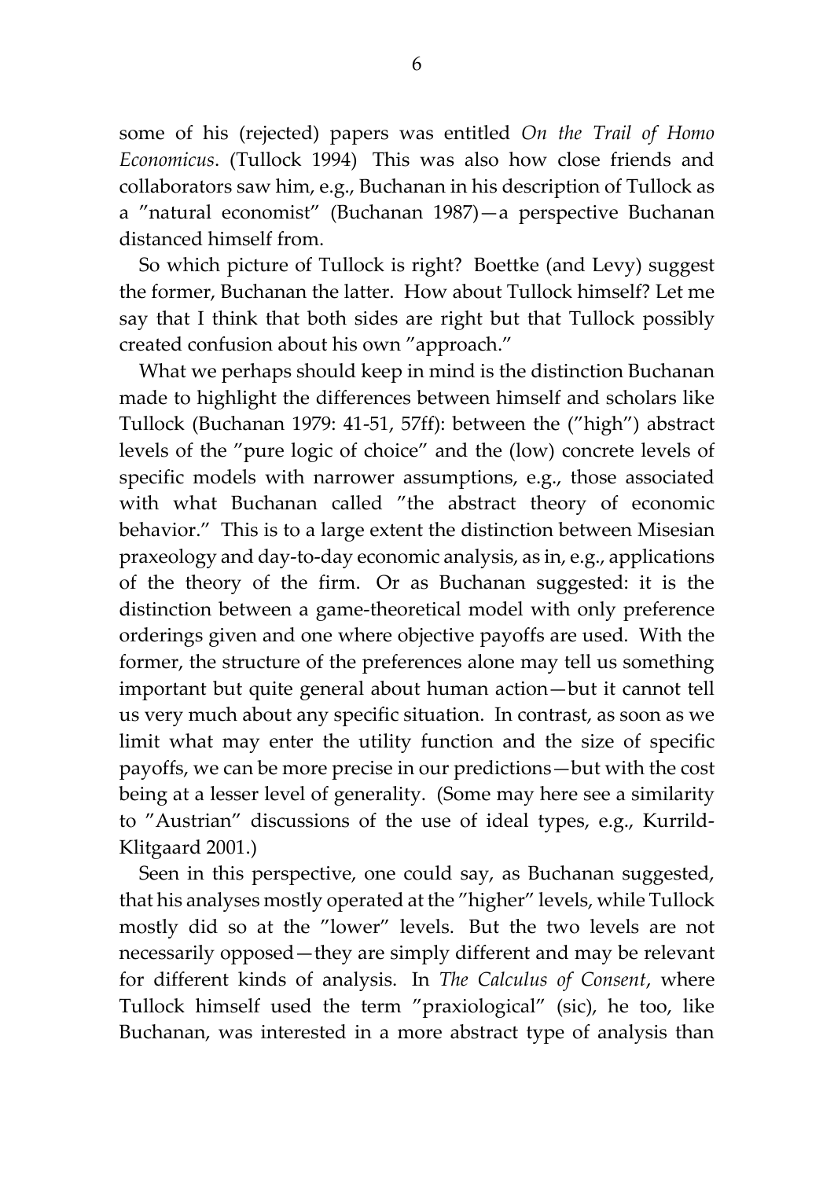some of his (rejected) papers was entitled *On the Trail of Homo Economicus*. (Tullock 1994) This was also how close friends and collaborators saw him, e.g., Buchanan in his description of Tullock as a "natural economist" (Buchanan 1987)—a perspective Buchanan distanced himself from.

So which picture of Tullock is right? Boettke (and Levy) suggest the former, Buchanan the latter. How about Tullock himself? Let me say that I think that both sides are right but that Tullock possibly created confusion about his own "approach."

What we perhaps should keep in mind is the distinction Buchanan made to highlight the differences between himself and scholars like Tullock (Buchanan 1979: 41-51, 57ff): between the ("high") abstract levels of the "pure logic of choice" and the (low) concrete levels of specific models with narrower assumptions, e.g., those associated with what Buchanan called "the abstract theory of economic behavior." This is to a large extent the distinction between Misesian praxeology and day-to-day economic analysis, as in, e.g., applications of the theory of the firm. Or as Buchanan suggested: it is the distinction between a game-theoretical model with only preference orderings given and one where objective payoffs are used. With the former, the structure of the preferences alone may tell us something important but quite general about human action—but it cannot tell us very much about any specific situation. In contrast, as soon as we limit what may enter the utility function and the size of specific payoffs, we can be more precise in our predictions—but with the cost being at a lesser level of generality. (Some may here see a similarity to "Austrian" discussions of the use of ideal types, e.g., Kurrild-Klitgaard 2001.)

Seen in this perspective, one could say, as Buchanan suggested, that his analyses mostly operated at the "higher" levels, while Tullock mostly did so at the "lower" levels. But the two levels are not necessarily opposed—they are simply different and may be relevant for different kinds of analysis. In *The Calculus of Consent*, where Tullock himself used the term "praxiological" (sic), he too, like Buchanan, was interested in a more abstract type of analysis than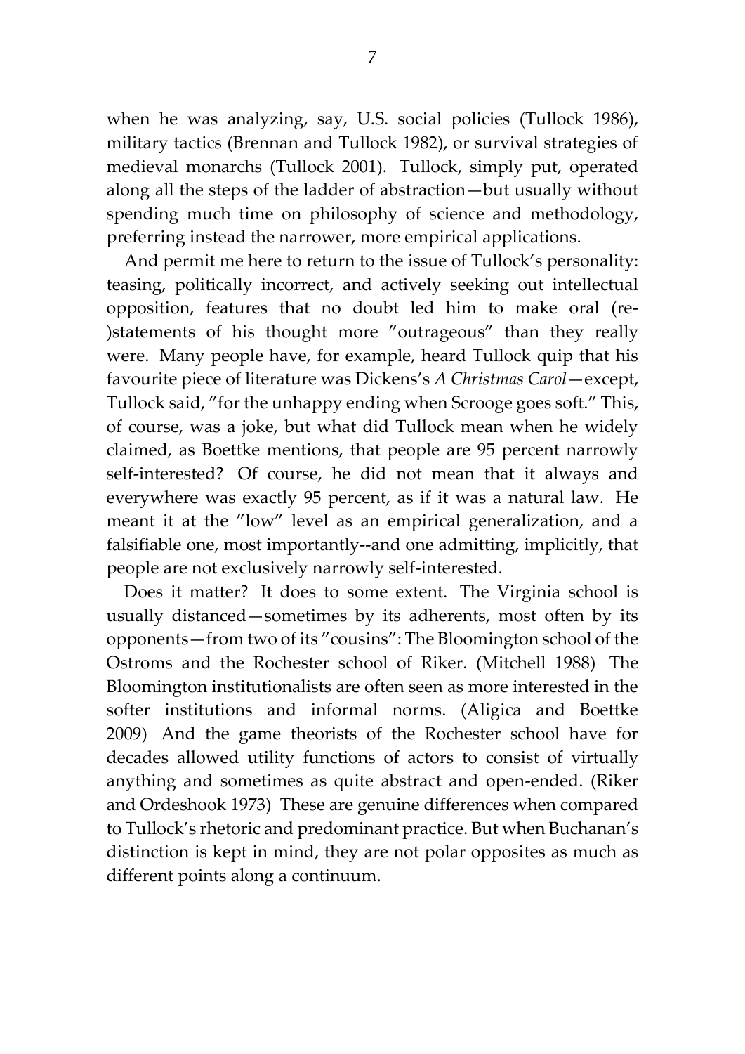when he was analyzing, say, U.S. social policies (Tullock 1986), military tactics (Brennan and Tullock 1982), or survival strategies of medieval monarchs (Tullock 2001). Tullock, simply put, operated along all the steps of the ladder of abstraction—but usually without spending much time on philosophy of science and methodology, preferring instead the narrower, more empirical applications.

And permit me here to return to the issue of Tullock's personality: teasing, politically incorrect, and actively seeking out intellectual opposition, features that no doubt led him to make oral (re-)statements of his thought more "outrageous" than they really were. Many people have, for example, heard Tullock quip that his favourite piece of literature was Dickens's *A Christmas Carol*—except, Tullock said, "for the unhappy ending when Scrooge goes soft." This, of course, was a joke, but what did Tullock mean when he widely claimed, as Boettke mentions, that people are 95 percent narrowly self-interested? Of course, he did not mean that it always and everywhere was exactly 95 percent, as if it was a natural law. He meant it at the "low" level as an empirical generalization, and a falsifiable one, most importantly--and one admitting, implicitly, that people are not exclusively narrowly self-interested.

Does it matter? It does to some extent. The Virginia school is usually distanced—sometimes by its adherents, most often by its opponents—from two of its "cousins": The Bloomington school of the Ostroms and the Rochester school of Riker. (Mitchell 1988) The Bloomington institutionalists are often seen as more interested in the softer institutions and informal norms. (Aligica and Boettke 2009) And the game theorists of the Rochester school have for decades allowed utility functions of actors to consist of virtually anything and sometimes as quite abstract and open-ended. (Riker and Ordeshook 1973) These are genuine differences when compared to Tullock's rhetoric and predominant practice. But when Buchanan's distinction is kept in mind, they are not polar opposites as much as different points along a continuum.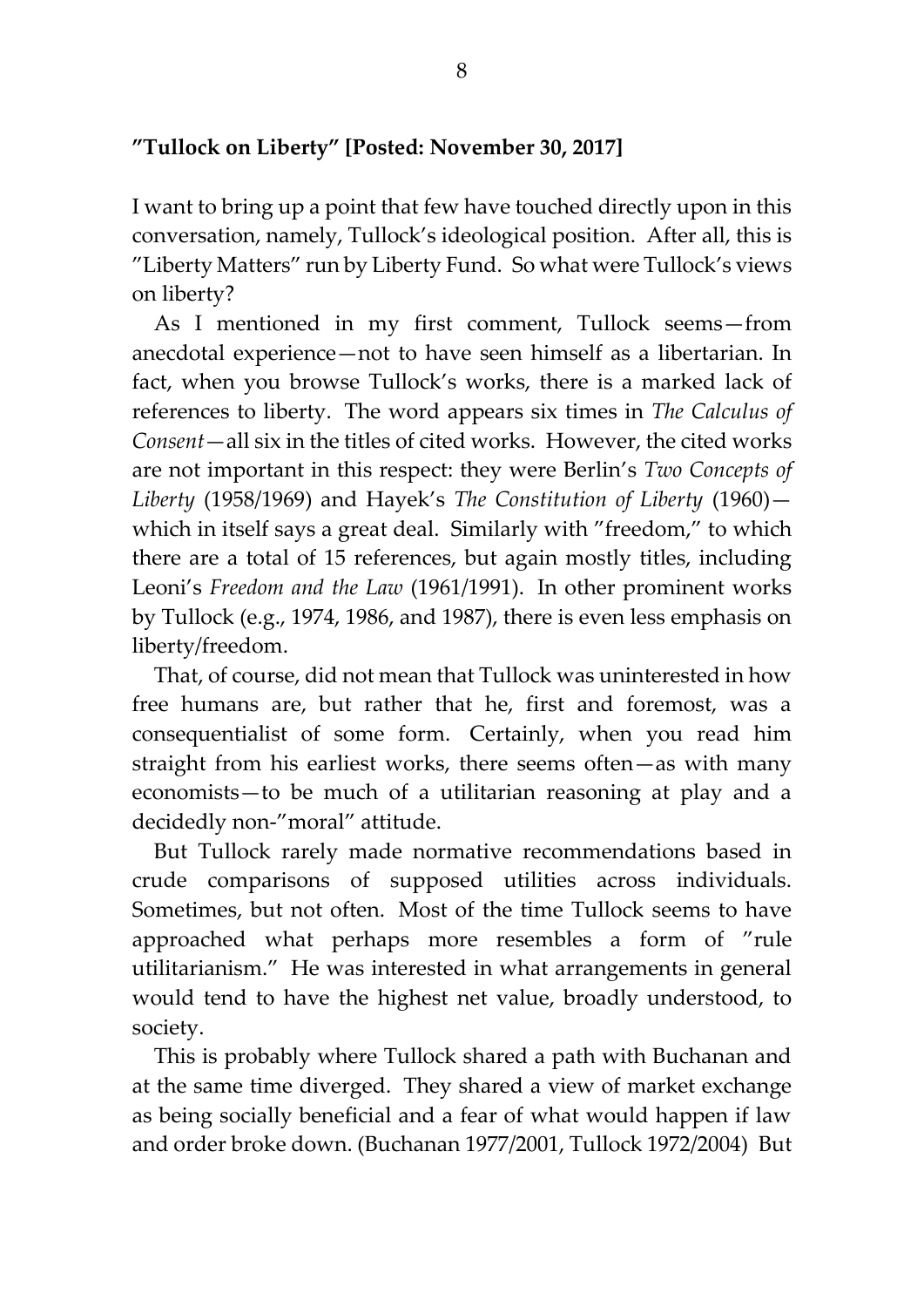## "Tullock on Liberty" [Posted: November 30, 2017]

I want to bring up a point that few have touched directly upon in this conversation, namely, Tullock's ideological position. After all, this is "Liberty Matters" run by Liberty Fund. So what were Tullock's views on liberty?

As I mentioned in my first comment, Tullock seems—from anecdotal experience—not to have seen himself as a libertarian. In fact, when you browse Tullock's works, there is a marked lack of references to liberty. The word appears six times in *The Calculus of Consent*—all six in the titles of cited works. However, the cited works are not important in this respect: they were Berlin's *Two Concepts of Liberty* (1958/1969) and Hayek's *The Constitution of Liberty* (1960)—which in itself says a great deal. Similarly with "freedom," to which there are a total of 15 references, but again mostly titles, including Leoni's *Freedom and the Law* (1961/1991). In other prominent works by Tullock (e.g., 1974, 1986, and 1987), there is even less emphasis on liberty/freedom.

That, of course, did not mean that Tullock was uninterested in how free humans are, but rather that he, first and foremost, was a consequentialist of some form. Certainly, when you read him straight from his earliest works, there seems often—as with many economists—to be much of a utilitarian reasoning at play and a decidedly non-"moral" attitude.

But Tullock rarely made normative recommendations based in crude comparisons of supposed utilities across individuals. Sometimes, but not often. Most of the time Tullock seems to have approached what perhaps more resembles a form of "rule utilitarianism." He was interested in what arrangements in general would tend to have the highest net value, broadly understood, to society.

This is probably where Tullock shared a path with Buchanan and at the same time diverged. They shared a view of market exchange as being socially beneficial and a fear of what would happen if law and order broke down. (Buchanan 1977/2001, Tullock 1972/2004) But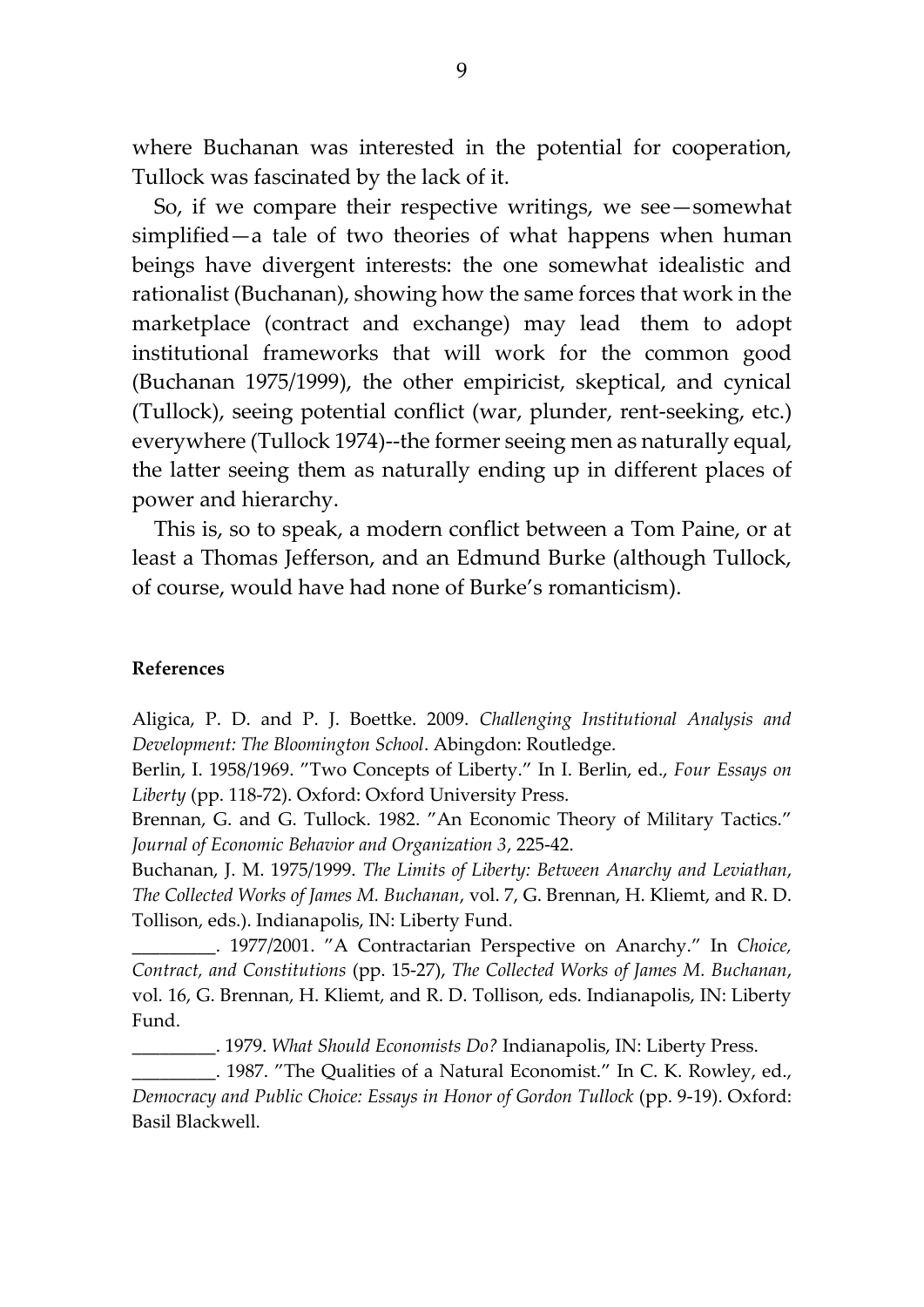where Buchanan was interested in the potential for cooperation, Tullock was fascinated by the lack of it.

So, if we compare their respective writings, we see—somewhat simplified—a tale of two theories of what happens when human beings have divergent interests: the one somewhat idealistic and rationalist (Buchanan), showing how the same forces that work in the marketplace (contract and exchange) may lead them to adopt institutional frameworks that will work for the common good (Buchanan 1975/1999), the other empiricist, skeptical, and cynical (Tullock), seeing potential conflict (war, plunder, rent-seeking, etc.) everywhere (Tullock 1974)--the former seeing men as naturally equal, the latter seeing them as naturally ending up in different places of power and hierarchy.

This is, so to speak, a modern conflict between a Tom Paine, or at least a Thomas Jefferson, and an Edmund Burke (although Tullock, of course, would have had none of Burke's romanticism).

**References**

Aligica, P. D. and P. J. Boettke. 2009. *Challenging Institutional Analysis and Development: The Bloomington School*. Abingdon: Routledge.

Berlin, I. 1958/1969. "Two Concepts of Liberty." In I. Berlin, ed., *Four Essays on Liberty* (pp. 118-72). Oxford: Oxford University Press.

Brennan, G. and G. Tullock. 1982. "An Economic Theory of Military Tactics." *Journal of Economic Behavior and Organization 3*, 225-42.

Buchanan, J. M. 1975/1999. *The Limits of Liberty: Between Anarchy and Leviathan*, *The Collected Works of James M. Buchanan*, vol. 7, G. Brennan, H. Kliemt, and R. D. Tollison, eds.). Indianapolis, IN: Liberty Fund.

_________. 1977/2001. "A Contractarian Perspective on Anarchy." In *Choice, Contract, and Constitutions* (pp. 15-27), *The Collected Works of James M. Buchanan*, vol. 16, G. Brennan, H. Kliemt, and R. D. Tollison, eds. Indianapolis, IN: Liberty Fund.

_________. 1979. *What Should Economists Do?* Indianapolis, IN: Liberty Press.

_________. 1987. "The Qualities of a Natural Economist." In C. K. Rowley, ed., *Democracy and Public Choice: Essays in Honor of Gordon Tullock* (pp. 9-19). Oxford: Basil Blackwell.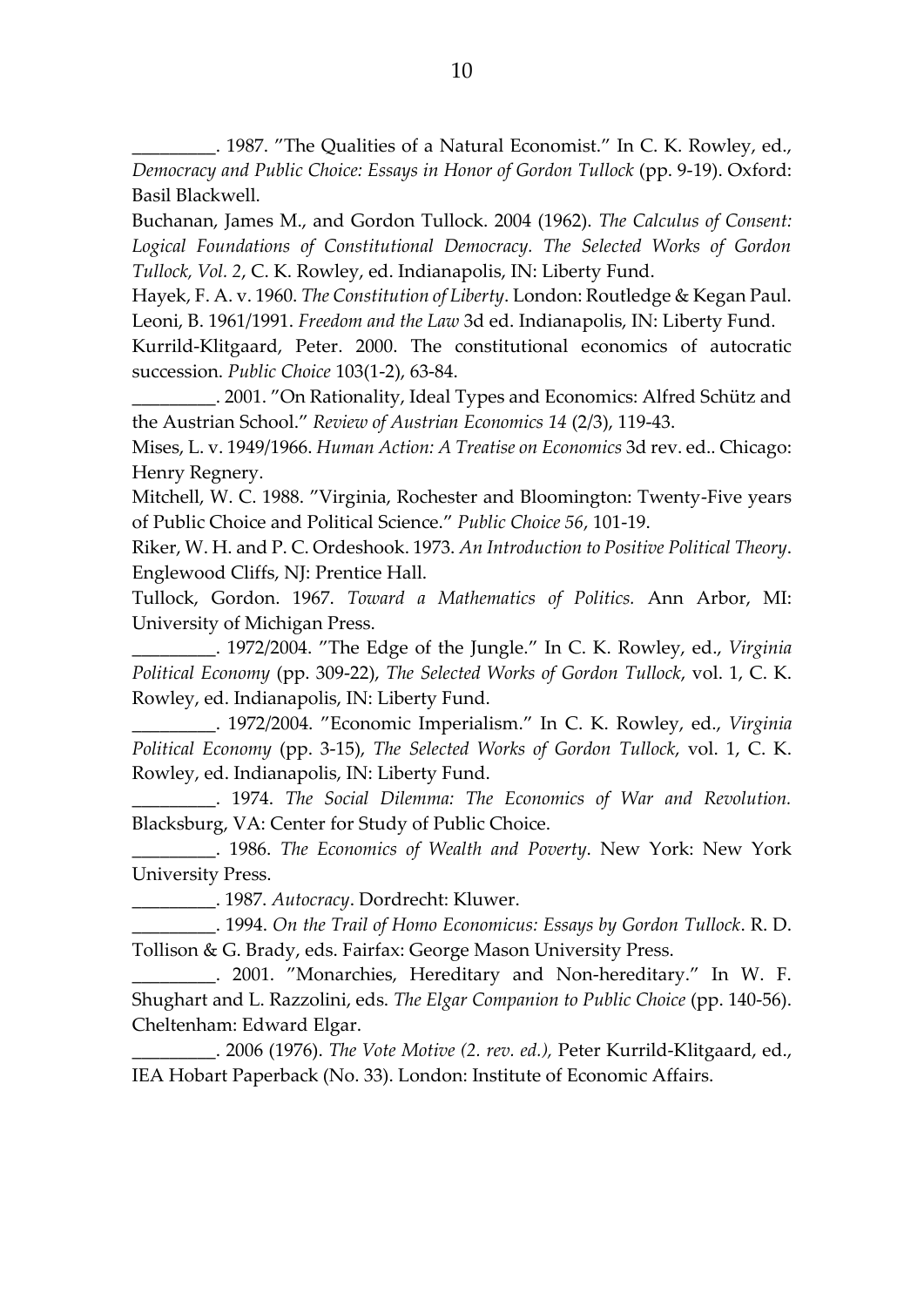_________. 1987. "The Qualities of a Natural Economist." In C. K. Rowley, ed., *Democracy and Public Choice: Essays in Honor of Gordon Tullock* (pp. 9-19). Oxford: Basil Blackwell.

Buchanan, James M., and Gordon Tullock. 2004 (1962). *The Calculus of Consent: Logical Foundations of Constitutional Democracy. The Selected Works of Gordon Tullock, Vol. 2*, C. K. Rowley, ed. Indianapolis, IN: Liberty Fund.

Hayek, F. A. v. 1960. *The Constitution of Liberty*. London: Routledge & Kegan Paul.

Leoni, B. 1961/1991. *Freedom and the Law* 3d ed. Indianapolis, IN: Liberty Fund.

Kurrild-Klitgaard, Peter. 2000. The constitutional economics of autocratic succession. *Public Choice* 103(1-2), 63-84.

_________. 2001. "On Rationality, Ideal Types and Economics: Alfred Schütz and the Austrian School." *Review of Austrian Economics 14* (2/3), 119-43.

Mises, L. v. 1949/1966. *Human Action: A Treatise on Economics* 3d rev. ed.. Chicago: Henry Regnery.

Mitchell, W. C. 1988. "Virginia, Rochester and Bloomington: Twenty-Five years of Public Choice and Political Science." *Public Choice 56*, 101-19.

Riker, W. H. and P. C. Ordeshook. 1973. *An Introduction to Positive Political Theory*. Englewood Cliffs, NJ: Prentice Hall.

Tullock, Gordon. 1967. *Toward a Mathematics of Politics.* Ann Arbor, MI: University of Michigan Press.

_________. 1972/2004. "The Edge of the Jungle." In C. K. Rowley, ed., *Virginia Political Economy* (pp. 309-22), *The Selected Works of Gordon Tullock*, vol. 1, C. K. Rowley, ed. Indianapolis, IN: Liberty Fund.

_________. 1972/2004. "Economic Imperialism." In C. K. Rowley, ed., *Virginia Political Economy* (pp. 3-15), *The Selected Works of Gordon Tullock*, vol. 1, C. K. Rowley, ed. Indianapolis, IN: Liberty Fund.

_________. 1974. *The Social Dilemma: The Economics of War and Revolution.* Blacksburg, VA: Center for Study of Public Choice.

_________. 1986. *The Economics of Wealth and Poverty*. New York: New York University Press.

_________. 1987. *Autocracy*. Dordrecht: Kluwer.

_________. 1994. *On the Trail of Homo Economicus: Essays by Gordon Tullock*. R. D. Tollison & G. Brady, eds. Fairfax: George Mason University Press.

_________. 2001. "Monarchies, Hereditary and Non-hereditary." In W. F. Shughart and L. Razzolini, eds. *The Elgar Companion to Public Choice* (pp. 140-56). Cheltenham: Edward Elgar.

_________. 2006 (1976). *The Vote Motive (2. rev. ed.),* Peter Kurrild-Klitgaard, ed., IEA Hobart Paperback (No. 33). London: Institute of Economic Affairs.